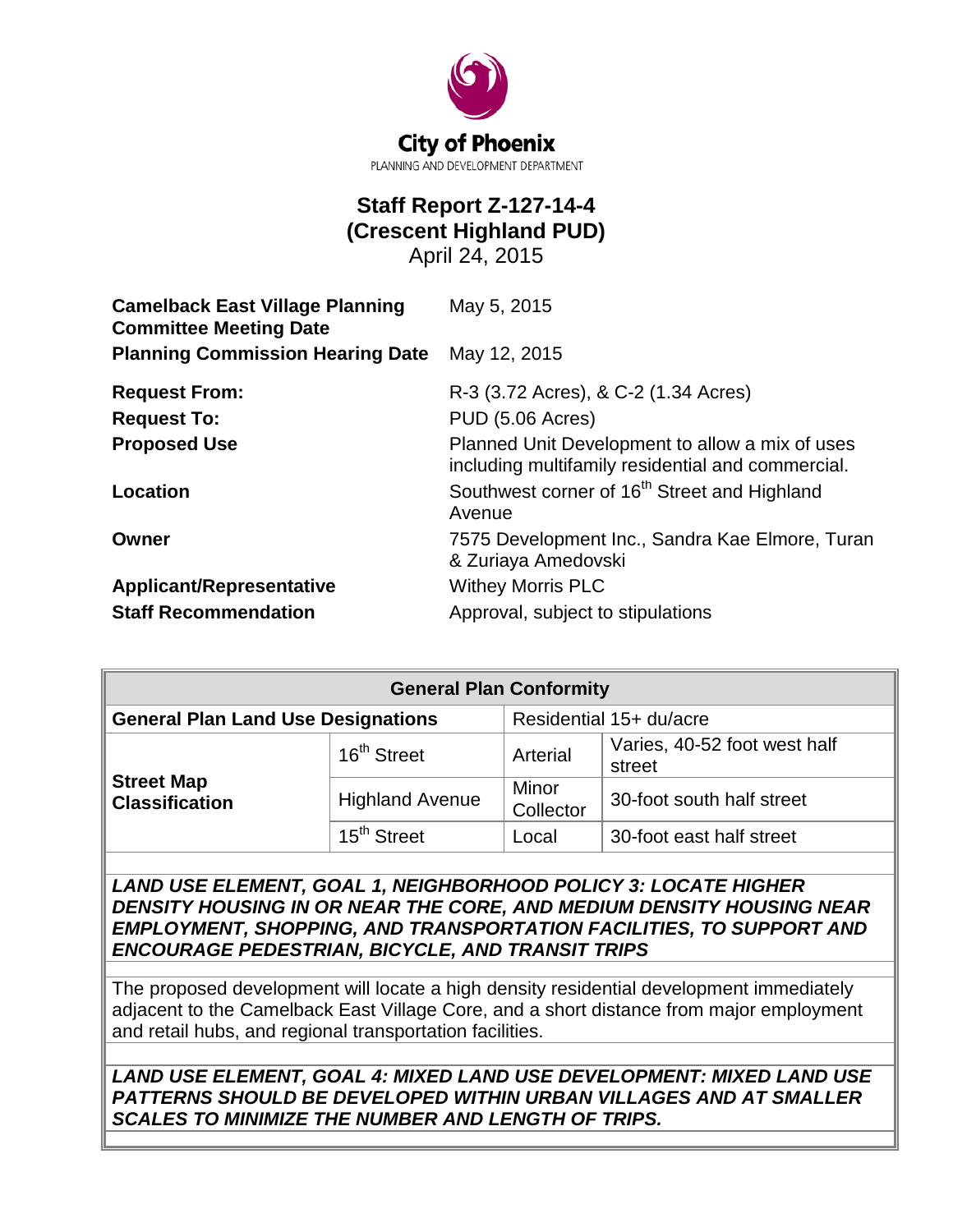City of Phoenix

PLANNING AND DEVELOPMENT DEPARTMENT

# Staff Report Z-127-14-4
# (Crescent Highland PUD)

April 24, 2015

| | |
|---|---|
| **Camelback East Village Planning Committee Meeting Date** | May 5, 2015 |
| **Planning Commission Hearing Date** | May 12, 2015 |
| **Request From:** | R-3 (3.72 Acres), & C-2 (1.34 Acres) |
| **Request To:** | PUD (5.06 Acres) |
| **Proposed Use** | Planned Unit Development to allow a mix of uses including multifamily residential and commercial. |
| **Location** | Southwest corner of 16th Street and Highland Avenue |
| **Owner** | 7575 Development Inc., Sandra Kae Elmore, Turan & Zuriaya Amedovski |
| **Applicant/Representative** | Withey Morris PLC |
| **Staff Recommendation** | Approval, subject to stipulations |

| General Plan Conformity | | | |
|---|---|---|---|
| **General Plan Land Use Designations** | | Residential 15+ du/acre | |
| **Street Map Classification** | 16th Street | Arterial | Varies, 40-52 foot west half street |
| | Highland Avenue | Minor Collector | 30-foot south half street |
| | 15th Street | Local | 30-foot east half street |

***LAND USE ELEMENT, GOAL 1, NEIGHBORHOOD POLICY 3: LOCATE HIGHER DENSITY HOUSING IN OR NEAR THE CORE, AND MEDIUM DENSITY HOUSING NEAR EMPLOYMENT, SHOPPING, AND TRANSPORTATION FACILITIES, TO SUPPORT AND ENCOURAGE PEDESTRIAN, BICYCLE, AND TRANSIT TRIPS***

The proposed development will locate a high density residential development immediately adjacent to the Camelback East Village Core, and a short distance from major employment and retail hubs, and regional transportation facilities.

***LAND USE ELEMENT, GOAL 4: MIXED LAND USE DEVELOPMENT: MIXED LAND USE PATTERNS SHOULD BE DEVELOPED WITHIN URBAN VILLAGES AND AT SMALLER SCALES TO MINIMIZE THE NUMBER AND LENGTH OF TRIPS.***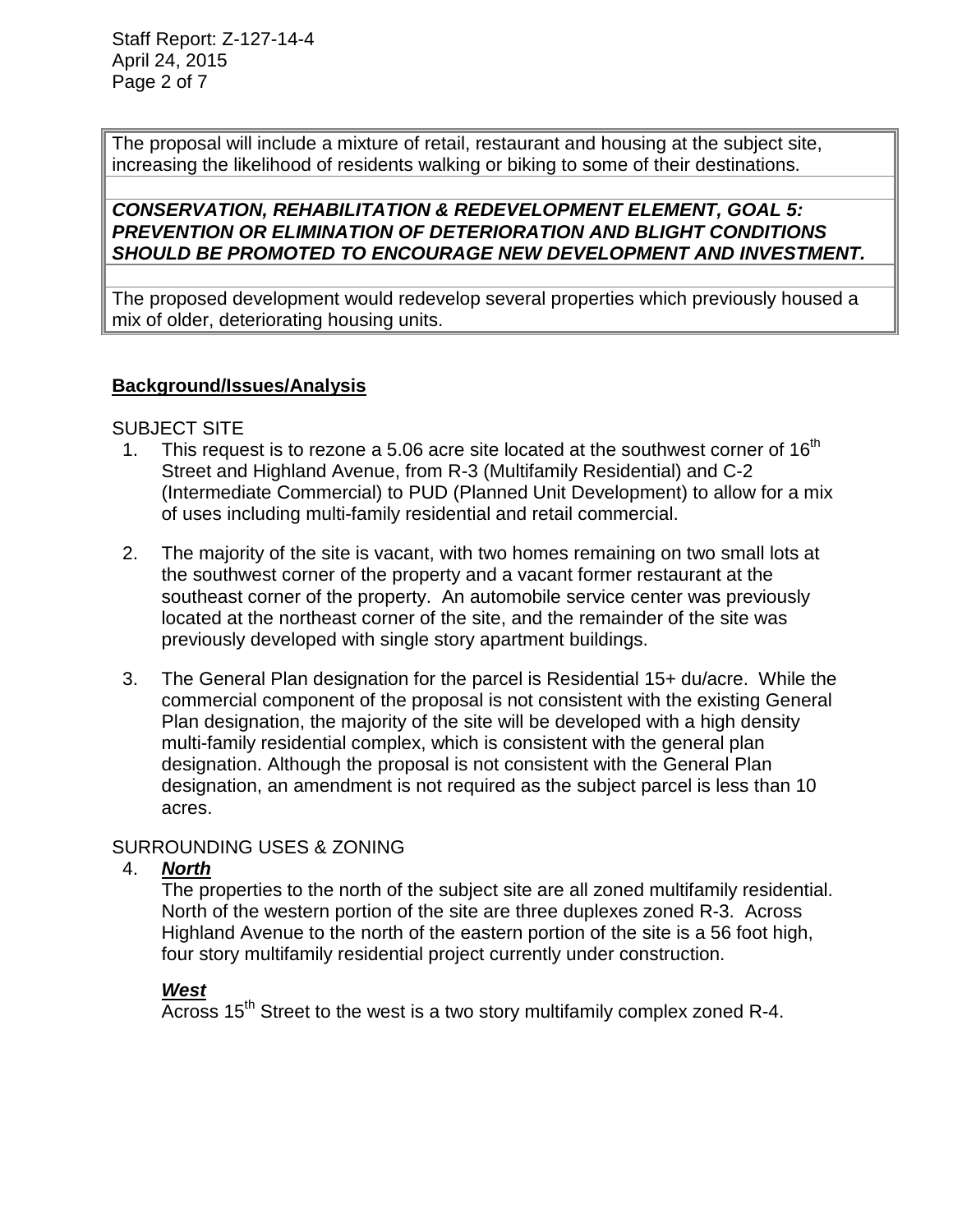| The proposal will include a mixture of retail, restaurant and housing at the subject site, increasing the likelihood of residents walking or biking to some of their destinations. |
|---|
| |
| ***CONSERVATION, REHABILITATION & REDEVELOPMENT ELEMENT, GOAL 5: PREVENTION OR ELIMINATION OF DETERIORATION AND BLIGHT CONDITIONS SHOULD BE PROMOTED TO ENCOURAGE NEW DEVELOPMENT AND INVESTMENT.*** |
| |
| The proposed development would redevelop several properties which previously housed a mix of older, deteriorating housing units. |

## Background/Issues/Analysis

SUBJECT SITE

1. This request is to rezone a 5.06 acre site located at the southwest corner of 16th Street and Highland Avenue, from R-3 (Multifamily Residential) and C-2 (Intermediate Commercial) to PUD (Planned Unit Development) to allow for a mix of uses including multi-family residential and retail commercial.

2. The majority of the site is vacant, with two homes remaining on two small lots at the southwest corner of the property and a vacant former restaurant at the southeast corner of the property. An automobile service center was previously located at the northeast corner of the site, and the remainder of the site was previously developed with single story apartment buildings.

3. The General Plan designation for the parcel is Residential 15+ du/acre. While the commercial component of the proposal is not consistent with the existing General Plan designation, the majority of the site will be developed with a high density multi-family residential complex, which is consistent with the general plan designation. Although the proposal is not consistent with the General Plan designation, an amendment is not required as the subject parcel is less than 10 acres.

SURROUNDING USES & ZONING

4. ***North***

   The properties to the north of the subject site are all zoned multifamily residential. North of the western portion of the site are three duplexes zoned R-3. Across Highland Avenue to the north of the eastern portion of the site is a 56 foot high, four story multifamily residential project currently under construction.

   ***West***

   Across 15th Street to the west is a two story multifamily complex zoned R-4.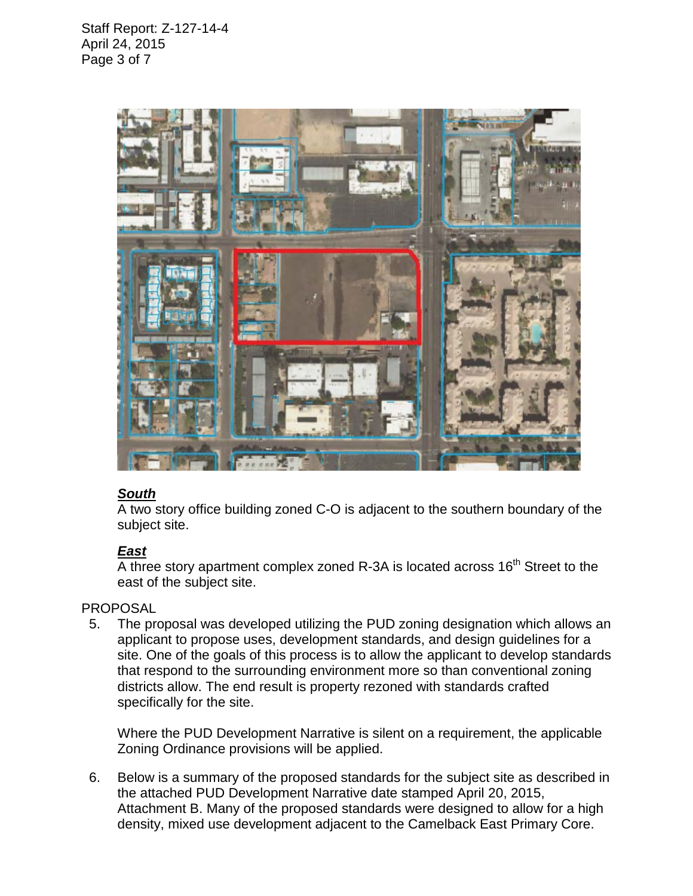***South***

A two story office building zoned C-O is adjacent to the southern boundary of the subject site.

***East***

A three story apartment complex zoned R-3A is located across 16th Street to the east of the subject site.

PROPOSAL

5. The proposal was developed utilizing the PUD zoning designation which allows an applicant to propose uses, development standards, and design guidelines for a site. One of the goals of this process is to allow the applicant to develop standards that respond to the surrounding environment more so than conventional zoning districts allow. The end result is property rezoned with standards crafted specifically for the site.

   Where the PUD Development Narrative is silent on a requirement, the applicable Zoning Ordinance provisions will be applied.

6. Below is a summary of the proposed standards for the subject site as described in the attached PUD Development Narrative date stamped April 20, 2015, Attachment B. Many of the proposed standards were designed to allow for a high density, mixed use development adjacent to the Camelback East Primary Core.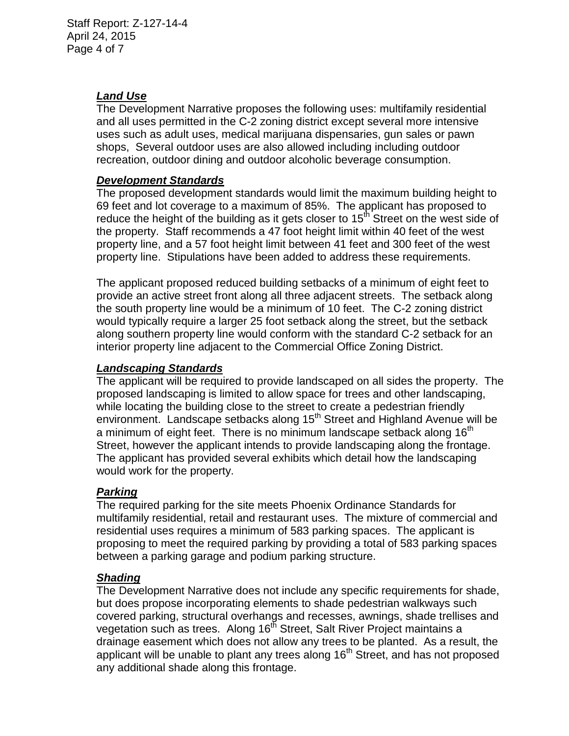### ***Land Use***

The Development Narrative proposes the following uses: multifamily residential and all uses permitted in the C-2 zoning district except several more intensive uses such as adult uses, medical marijuana dispensaries, gun sales or pawn shops, Several outdoor uses are also allowed including including outdoor recreation, outdoor dining and outdoor alcoholic beverage consumption.

### ***Development Standards***

The proposed development standards would limit the maximum building height to 69 feet and lot coverage to a maximum of 85%. The applicant has proposed to reduce the height of the building as it gets closer to 15th Street on the west side of the property. Staff recommends a 47 foot height limit within 40 feet of the west property line, and a 57 foot height limit between 41 feet and 300 feet of the west property line. Stipulations have been added to address these requirements.

The applicant proposed reduced building setbacks of a minimum of eight feet to provide an active street front along all three adjacent streets. The setback along the south property line would be a minimum of 10 feet. The C-2 zoning district would typically require a larger 25 foot setback along the street, but the setback along southern property line would conform with the standard C-2 setback for an interior property line adjacent to the Commercial Office Zoning District.

### ***Landscaping Standards***

The applicant will be required to provide landscaped on all sides the property. The proposed landscaping is limited to allow space for trees and other landscaping, while locating the building close to the street to create a pedestrian friendly environment. Landscape setbacks along 15th Street and Highland Avenue will be a minimum of eight feet. There is no minimum landscape setback along 16th Street, however the applicant intends to provide landscaping along the frontage. The applicant has provided several exhibits which detail how the landscaping would work for the property.

### ***Parking***

The required parking for the site meets Phoenix Ordinance Standards for multifamily residential, retail and restaurant uses. The mixture of commercial and residential uses requires a minimum of 583 parking spaces. The applicant is proposing to meet the required parking by providing a total of 583 parking spaces between a parking garage and podium parking structure.

### ***Shading***

The Development Narrative does not include any specific requirements for shade, but does propose incorporating elements to shade pedestrian walkways such covered parking, structural overhangs and recesses, awnings, shade trellises and vegetation such as trees. Along 16th Street, Salt River Project maintains a drainage easement which does not allow any trees to be planted. As a result, the applicant will be unable to plant any trees along 16th Street, and has not proposed any additional shade along this frontage.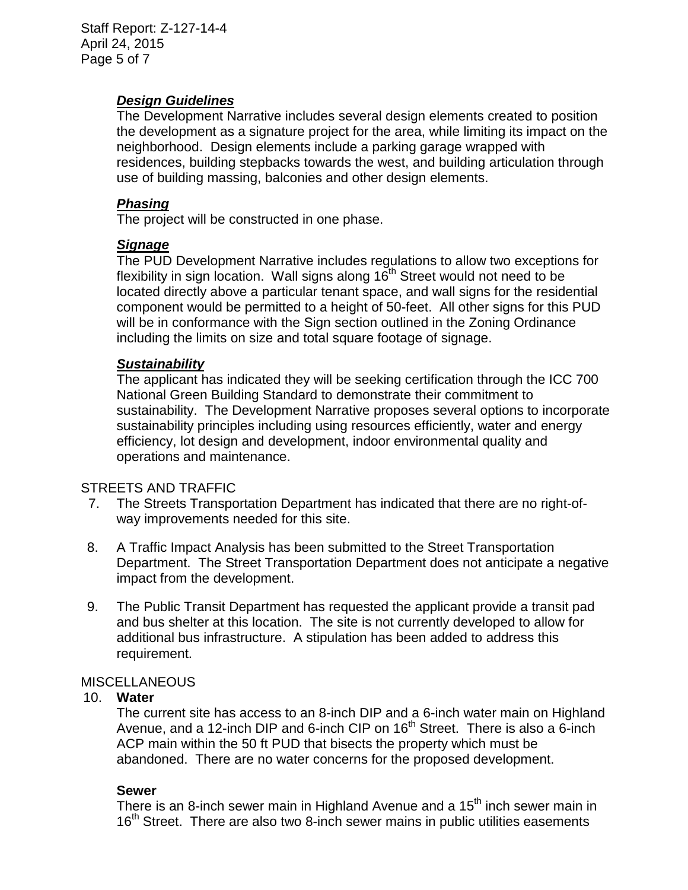***Design Guidelines***

The Development Narrative includes several design elements created to position the development as a signature project for the area, while limiting its impact on the neighborhood. Design elements include a parking garage wrapped with residences, building stepbacks towards the west, and building articulation through use of building massing, balconies and other design elements.

***Phasing***

The project will be constructed in one phase.

***Signage***

The PUD Development Narrative includes regulations to allow two exceptions for flexibility in sign location. Wall signs along 16th Street would not need to be located directly above a particular tenant space, and wall signs for the residential component would be permitted to a height of 50-feet. All other signs for this PUD will be in conformance with the Sign section outlined in the Zoning Ordinance including the limits on size and total square footage of signage.

***Sustainability***

The applicant has indicated they will be seeking certification through the ICC 700 National Green Building Standard to demonstrate their commitment to sustainability. The Development Narrative proposes several options to incorporate sustainability principles including using resources efficiently, water and energy efficiency, lot design and development, indoor environmental quality and operations and maintenance.

STREETS AND TRAFFIC

7. The Streets Transportation Department has indicated that there are no right-of-way improvements needed for this site.

8. A Traffic Impact Analysis has been submitted to the Street Transportation Department. The Street Transportation Department does not anticipate a negative impact from the development.

9. The Public Transit Department has requested the applicant provide a transit pad and bus shelter at this location. The site is not currently developed to allow for additional bus infrastructure. A stipulation has been added to address this requirement.

MISCELLANEOUS

10. **Water**

The current site has access to an 8-inch DIP and a 6-inch water main on Highland Avenue, and a 12-inch DIP and 6-inch CIP on 16th Street. There is also a 6-inch ACP main within the 50 ft PUD that bisects the property which must be abandoned. There are no water concerns for the proposed development.

**Sewer**

There is an 8-inch sewer main in Highland Avenue and a 15th inch sewer main in 16th Street. There are also two 8-inch sewer mains in public utilities easements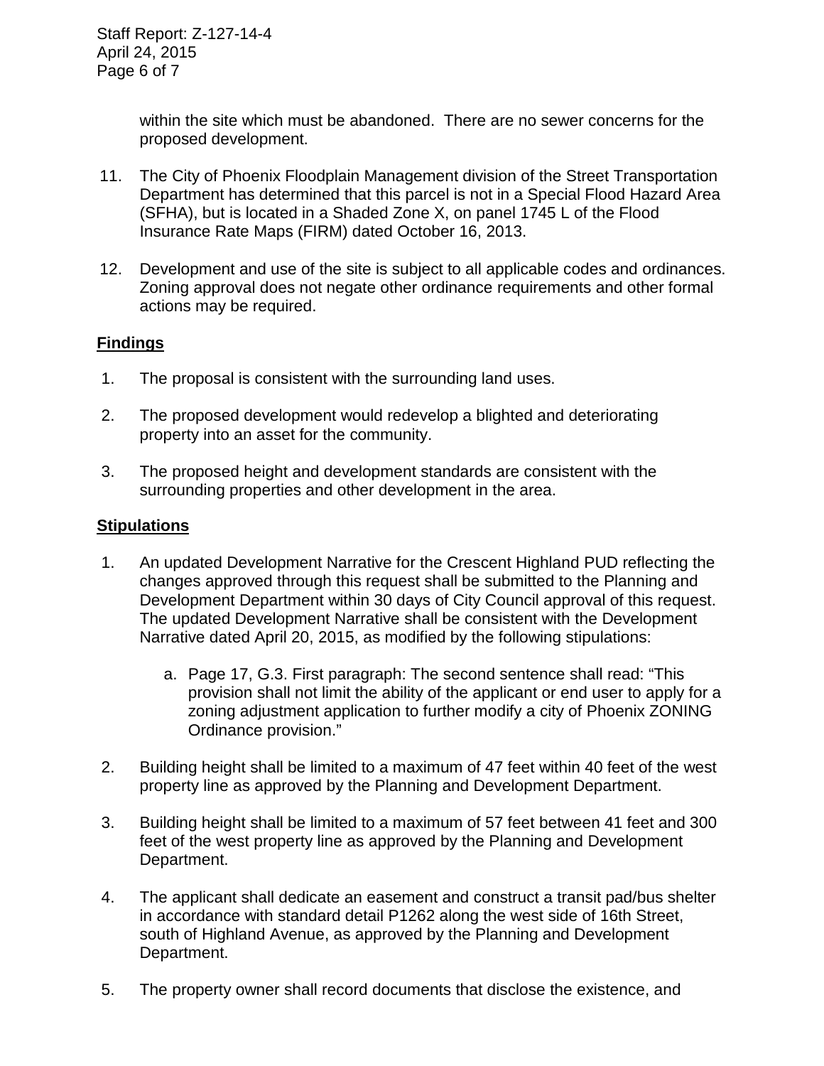within the site which must be abandoned. There are no sewer concerns for the proposed development.

11. The City of Phoenix Floodplain Management division of the Street Transportation Department has determined that this parcel is not in a Special Flood Hazard Area (SFHA), but is located in a Shaded Zone X, on panel 1745 L of the Flood Insurance Rate Maps (FIRM) dated October 16, 2013.

12. Development and use of the site is subject to all applicable codes and ordinances. Zoning approval does not negate other ordinance requirements and other formal actions may be required.

**Findings**

1. The proposal is consistent with the surrounding land uses.

2. The proposed development would redevelop a blighted and deteriorating property into an asset for the community.

3. The proposed height and development standards are consistent with the surrounding properties and other development in the area.

**Stipulations**

1. An updated Development Narrative for the Crescent Highland PUD reflecting the changes approved through this request shall be submitted to the Planning and Development Department within 30 days of City Council approval of this request. The updated Development Narrative shall be consistent with the Development Narrative dated April 20, 2015, as modified by the following stipulations:

   a. Page 17, G.3. First paragraph: The second sentence shall read: “This provision shall not limit the ability of the applicant or end user to apply for a zoning adjustment application to further modify a city of Phoenix ZONING Ordinance provision.”

2. Building height shall be limited to a maximum of 47 feet within 40 feet of the west property line as approved by the Planning and Development Department.

3. Building height shall be limited to a maximum of 57 feet between 41 feet and 300 feet of the west property line as approved by the Planning and Development Department.

4. The applicant shall dedicate an easement and construct a transit pad/bus shelter in accordance with standard detail P1262 along the west side of 16th Street, south of Highland Avenue, as approved by the Planning and Development Department.

5. The property owner shall record documents that disclose the existence, and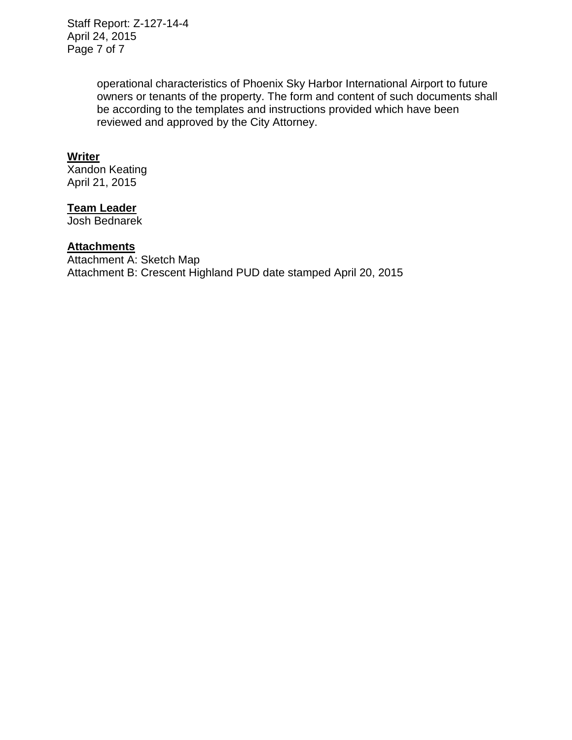operational characteristics of Phoenix Sky Harbor International Airport to future owners or tenants of the property. The form and content of such documents shall be according to the templates and instructions provided which have been reviewed and approved by the City Attorney.

**Writer**
Xandon Keating
April 21, 2015

**Team Leader**
Josh Bednarek

**Attachments**
Attachment A: Sketch Map
Attachment B: Crescent Highland PUD date stamped April 20, 2015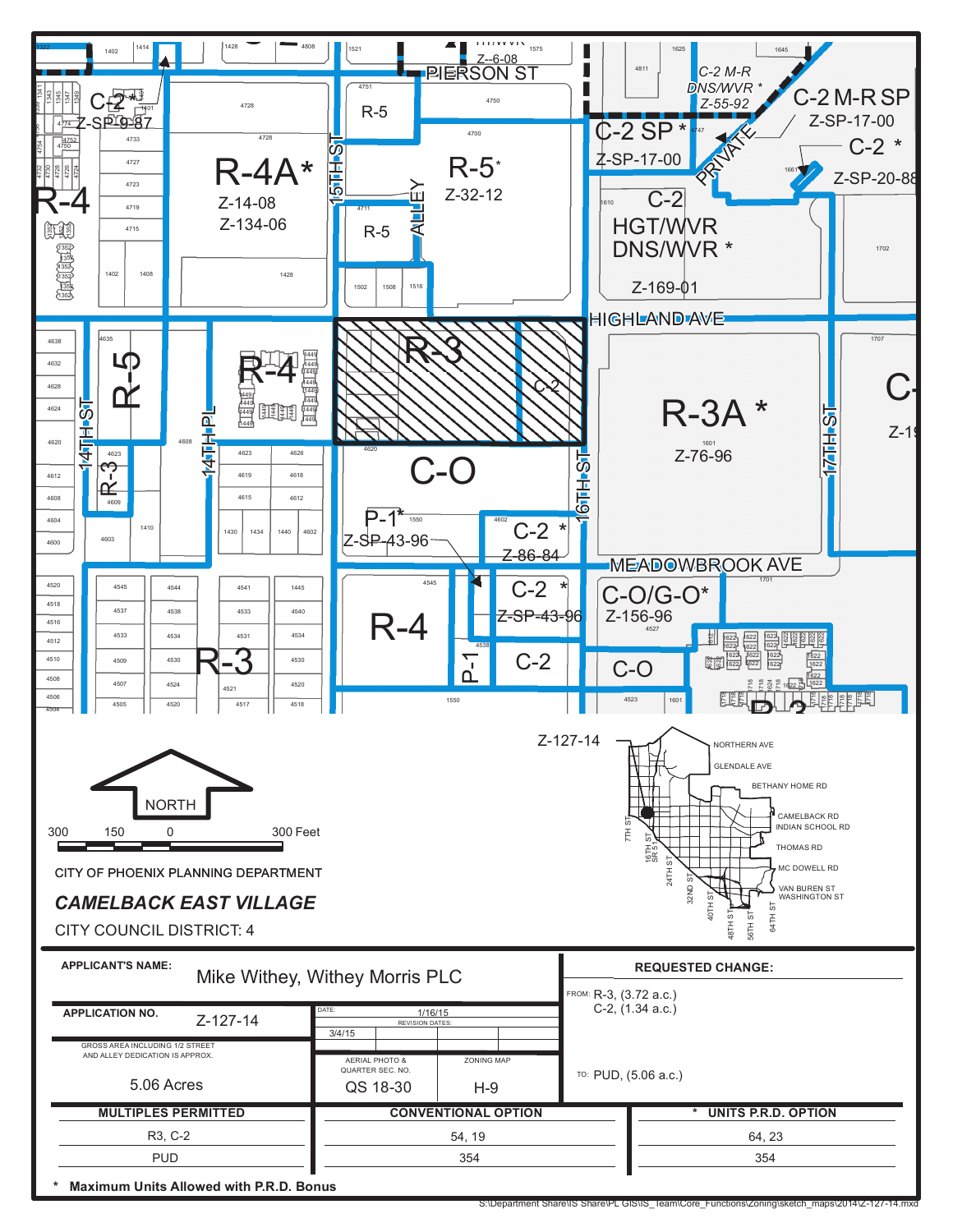CITY OF PHOENIX PLANNING DEPARTMENT

***CAMELBACK EAST VILLAGE***

CITY COUNCIL DISTRICT: 4

Z-127-14

| APPLICANT'S NAME: Mike Withey, Withey Morris PLC | | | REQUESTED CHANGE: |
|---|---|---|---|
| APPLICATION NO. Z-127-14 | DATE: 1/16/15 REVISION DATES: 3/4/15 | | FROM: R-3, (3.72 a.c.) C-2, (1.34 a.c.) |
| GROSS AREA INCLUDING 1/2 STREET AND ALLEY DEDICATION IS APPROX. 5.06 Acres | AERIAL PHOTO & QUARTER SEC. NO. QS 18-30 | ZONING MAP H-9 | TO: PUD, (5.06 a.c.) |

| MULTIPLES PERMITTED | CONVENTIONAL OPTION | * UNITS P.R.D. OPTION |
|---|---|---|
| R3, C-2 | 54, 19 | 64, 23 |
| PUD | 354 | 354 |

\* **Maximum Units Allowed with P.R.D. Bonus**

S:\Department Share\IS Share\PL GIS\IS_Team\Core_Functions\Zoning\sketch_maps\2014\Z-127-14.mxd